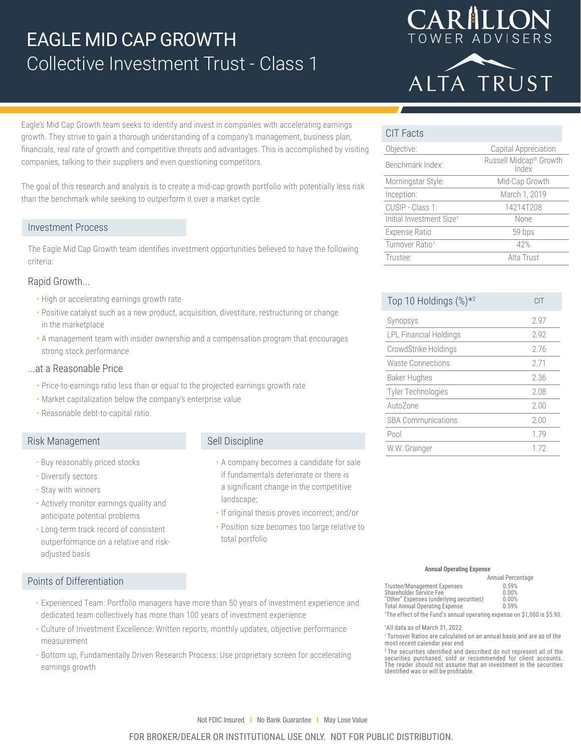# EAGLE MID CAP GROWTH

## Collective Investment Trust - Class 1

CARILLON TOWER ADVISERS

ALTA TRUST

Eagle's Mid Cap Growth team seeks to identify and invest in companies with accelerating earnings growth. They strive to gain a thorough understanding of a company's management, business plan, financials, real rate of growth and competitive threats and advantages. This is accomplished by visiting companies, talking to their suppliers and even questioning competitors.

The goal of this research and analysis is to create a mid-cap growth portfolio with potentially less risk than the benchmark while seeking to outperform it over a market cycle.

### Investment Process

The Eagle Mid Cap Growth team identifies investment opportunities believed to have the following criteria:

#### Rapid Growth...

- High or accelerating earnings growth rate
- Positive catalyst such as a new product, acquisition, divestiture, restructuring or change in the marketplace
- A management team with insider ownership and a compensation program that encourages strong stock performance

#### ...at a Reasonable Price

- Price-to-earnings ratio less than or equal to the projected earnings growth rate
- Market capitalization below the company's enterprise value
- Reasonable debt-to-capital ratio

### Risk Management

- Buy reasonably priced stocks
- Diversify sectors
- Stay with winners
- Actively monitor earnings quality and anticipate potential problems
- Long-term track record of consistent outperformance on a relative and risk-adjusted basis

### Sell Discipline

- A company becomes a candidate for sale if fundamentals deteriorate or there is a significant change in the competitive landscape;
- If original thesis proves incorrect; and/or
- Position size becomes too large relative to total portfolio

### Points of Differentiation

- Experienced Team: Portfolio managers have more than 50 years of investment experience and dedicated team collectively has more than 100 years of investment experience
- Culture of Investment Excellence: Written reports, monthly updates, objective performance measurement
- Bottom up, Fundamentally Driven Research Process: Use proprietary screen for accelerating earnings growth

### CIT Facts

| | |
|---|---|
| Objective: | Capital Appreciation |
| Benchmark Index: | Russell Midcap® Growth Index |
| Morningstar Style: | Mid-Cap Growth |
| Inception: | March 1, 2019 |
| CUSIP - Class 1: | 14214T208 |
| Initial Investment Size† | None |
| Expense Ratio | 59 bps |
| Turnover Ratio[1] | 42% |
| Trustee: | Alta Trust |

| Top 10 Holdings (%)*[2] | CIT |
|---|---|
| Synopsys | 2.97 |
| LPL Financial Holdings | 2.92 |
| CrowdStrike Holdings | 2.76 |
| Waste Connections | 2.71 |
| Baker Hughes | 2.36 |
| Tyler Technologies | 2.08 |
| AutoZone | 2.00 |
| SBA Communications | 2.00 |
| Pool | 1.79 |
| W.W. Grainger | 1.72 |

**Annual Operating Expense**

| | Annual Percentage |
|---|---|
| Trustee/Management Expenses | 0.59% |
| Shareholder Service Fee | 0.00% |
| "Other" Expenses (underlying securities) | 0.00% |
| Total Annual Operating Expense | 0.59% |

†The effect of the Fund's annual operating expense on $1,000 is $5.90.

*All data as of March 31, 2022

[1] Turnover Ratios are calculated on an annual basis and are as of the most recent calendar year end

[2] The securities identified and described do not represent all of the securities purchased, sold or recommended for client accounts. The reader should not assume that an investment in the securities identified was or will be profitable.

Not FDIC Insured | No Bank Guarantee | May Lose Value

FOR BROKER/DEALER OR INSTITUTIONAL USE ONLY. NOT FOR PUBLIC DISTRIBUTION.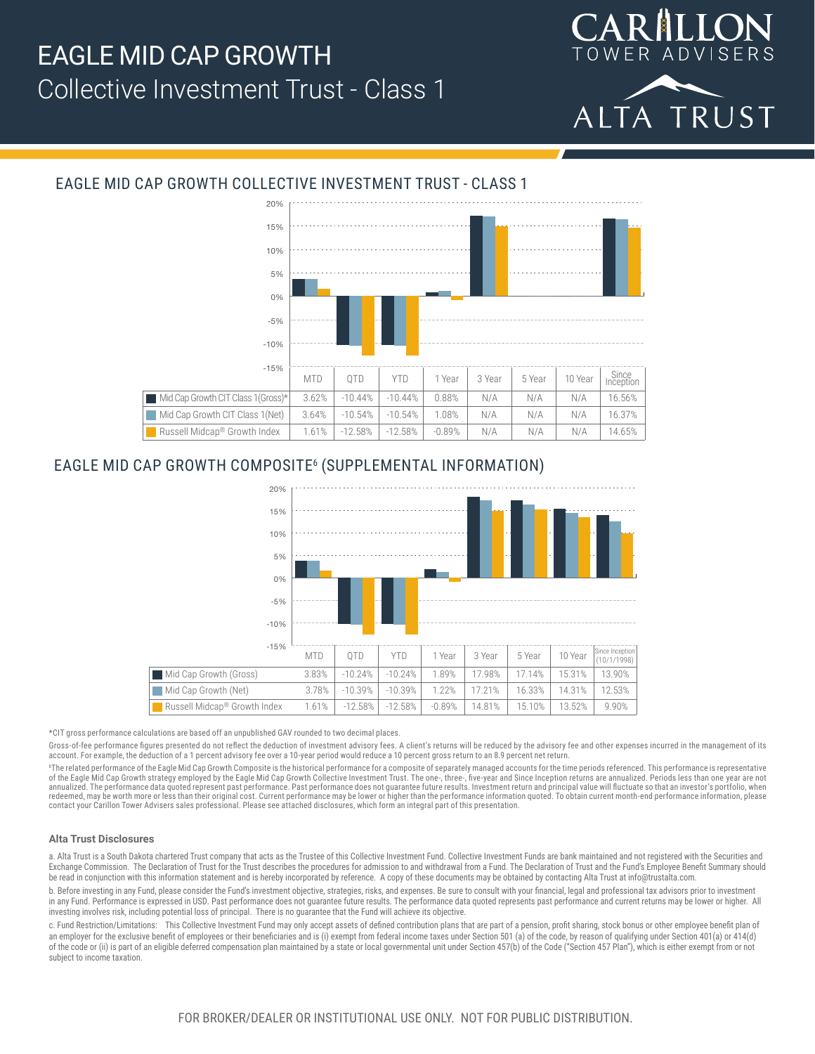# EAGLE MID CAP GROWTH
Collective Investment Trust - Class 1

## EAGLE MID CAP GROWTH COLLECTIVE INVESTMENT TRUST - CLASS 1

| | MTD | QTD | YTD | 1 Year | 3 Year | 5 Year | 10 Year | Since Inception |
|---|---|---|---|---|---|---|---|---|
| Mid Cap Growth CIT Class 1(Gross)* | 3.62% | -10.44% | -10.44% | 0.88% | N/A | N/A | N/A | 16.56% |
| Mid Cap Growth CIT Class 1(Net) | 3.64% | -10.54% | -10.54% | 1.08% | N/A | N/A | N/A | 16.37% |
| Russell Midcap® Growth Index | 1.61% | -12.58% | -12.58% | -0.89% | N/A | N/A | N/A | 14.65% |

## EAGLE MID CAP GROWTH COMPOSITE[6] (SUPPLEMENTAL INFORMATION)

| | MTD | QTD | YTD | 1 Year | 3 Year | 5 Year | 10 Year | Since Inception (10/1/1998) |
|---|---|---|---|---|---|---|---|---|
| Mid Cap Growth (Gross) | 3.83% | -10.24% | -10.24% | 1.89% | 17.98% | 17.14% | 15.31% | 13.90% |
| Mid Cap Growth (Net) | 3.78% | -10.39% | -10.39% | 1.22% | 17.21% | 16.33% | 14.31% | 12.53% |
| Russell Midcap® Growth Index | 1.61% | -12.58% | -12.58% | -0.89% | 14.81% | 15.10% | 13.52% | 9.90% |

*CIT gross performance calculations are based off an unpublished GAV rounded to two decimal places.

Gross-of-fee performance figures presented do not reflect the deduction of investment advisory fees. A client's returns will be reduced by the advisory fee and other expenses incurred in the management of its account. For example, the deduction of a 1 percent advisory fee over a 10-year period would reduce a 10 percent gross return to an 8.9 percent net return.

[6]The related performance of the Eagle Mid Cap Growth Composite is the historical performance for a composite of separately managed accounts for the time periods referenced. This performance is representative of the Eagle Mid Cap Growth strategy employed by the Eagle Mid Cap Growth Collective Investment Trust. The one-, three-, five-year and Since Inception returns are annualized. Periods less than one year are not annualized. The performance data quoted represent past performance. Past performance does not guarantee future results. Investment return and principal value will fluctuate so that an investor's portfolio, when redeemed, may be worth more or less than their original cost. Current performance may be lower or higher than the performance information quoted. To obtain current month-end performance information, please contact your Carillon Tower Advisers sales professional. Please see attached disclosures, which form an integral part of this presentation.

### Alta Trust Disclosures

a. Alta Trust is a South Dakota chartered Trust company that acts as the Trustee of this Collective Investment Fund. Collective Investment Funds are bank maintained and not registered with the Securities and Exchange Commission. The Declaration of Trust for the Trust describes the procedures for admission to and withdrawal from a Fund. The Declaration of Trust and the Fund's Employee Benefit Summary should be read in conjunction with this information statement and is hereby incorporated by reference. A copy of these documents may be obtained by contacting Alta Trust at info@trustalta.com.

b. Before investing in any Fund, please consider the Fund's investment objective, strategies, risks, and expenses. Be sure to consult with your financial, legal and professional tax advisors prior to investment in any Fund. Performance is expressed in USD. Past performance does not guarantee future results. The performance data quoted represents past performance and current returns may be lower or higher. All investing involves risk, including potential loss of principal. There is no guarantee that the Fund will achieve its objective.

c. Fund Restriction/Limitations: This Collective Investment Fund may only accept assets of defined contribution plans that are part of a pension, profit sharing, stock bonus or other employee benefit plan of an employer for the exclusive benefit of employees or their beneficiaries and is (i) exempt from federal income taxes under Section 501 (a) of the code, by reason of qualifying under Section 401(a) or 414(d) of the code or (ii) is part of an eligible deferred compensation plan maintained by a state or local governmental unit under Section 457(b) of the Code ("Section 457 Plan"), which is either exempt from or not subject to income taxation.

FOR BROKER/DEALER OR INSTITUTIONAL USE ONLY. NOT FOR PUBLIC DISTRIBUTION.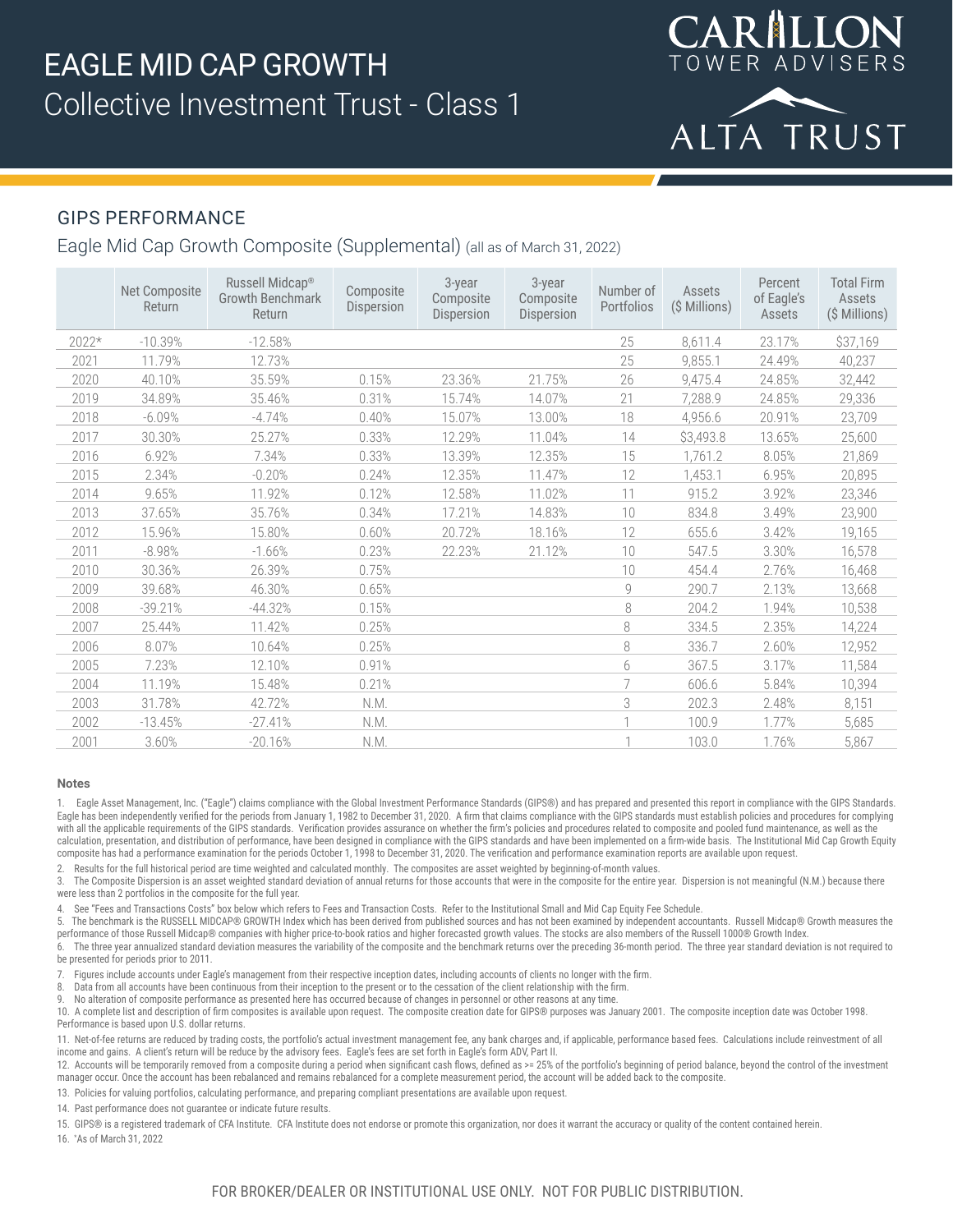# EAGLE MID CAP GROWTH

Collective Investment Trust - Class 1

CARILLON TOWER ADVISERS

ALTA TRUST

## GIPS PERFORMANCE

### Eagle Mid Cap Growth Composite (Supplemental) (all as of March 31, 2022)

| | Net Composite Return | Russell Midcap® Growth Benchmark Return | Composite Dispersion | 3-year Composite Dispersion | 3-year Composite Dispersion | Number of Portfolios | Assets ($ Millions) | Percent of Eagle's Assets | Total Firm Assets ($ Millions) |
|---|---|---|---|---|---|---|---|---|---|
| 2022* | -10.39% | -12.58% | | | | 25 | 8,611.4 | 23.17% | $37,169 |
| 2021 | 11.79% | 12.73% | | | | 25 | 9,855.1 | 24.49% | 40,237 |
| 2020 | 40.10% | 35.59% | 0.15% | 23.36% | 21.75% | 26 | 9,475.4 | 24.85% | 32,442 |
| 2019 | 34.89% | 35.46% | 0.31% | 15.74% | 14.07% | 21 | 7,288.9 | 24.85% | 29,336 |
| 2018 | -6.09% | -4.74% | 0.40% | 15.07% | 13.00% | 18 | 4,956.6 | 20.91% | 23,709 |
| 2017 | 30.30% | 25.27% | 0.33% | 12.29% | 11.04% | 14 | $3,493.8 | 13.65% | 25,600 |
| 2016 | 6.92% | 7.34% | 0.33% | 13.39% | 12.35% | 15 | 1,761.2 | 8.05% | 21,869 |
| 2015 | 2.34% | -0.20% | 0.24% | 12.35% | 11.47% | 12 | 1,453.1 | 6.95% | 20,895 |
| 2014 | 9.65% | 11.92% | 0.12% | 12.58% | 11.02% | 11 | 915.2 | 3.92% | 23,346 |
| 2013 | 37.65% | 35.76% | 0.34% | 17.21% | 14.83% | 10 | 834.8 | 3.49% | 23,900 |
| 2012 | 15.96% | 15.80% | 0.60% | 20.72% | 18.16% | 12 | 655.6 | 3.42% | 19,165 |
| 2011 | -8.98% | -1.66% | 0.23% | 22.23% | 21.12% | 10 | 547.5 | 3.30% | 16,578 |
| 2010 | 30.36% | 26.39% | 0.75% | | | 10 | 454.4 | 2.76% | 16,468 |
| 2009 | 39.68% | 46.30% | 0.65% | | | 9 | 290.7 | 2.13% | 13,668 |
| 2008 | -39.21% | -44.32% | 0.15% | | | 8 | 204.2 | 1.94% | 10,538 |
| 2007 | 25.44% | 11.42% | 0.25% | | | 8 | 334.5 | 2.35% | 14,224 |
| 2006 | 8.07% | 10.64% | 0.25% | | | 8 | 336.7 | 2.60% | 12,952 |
| 2005 | 7.23% | 12.10% | 0.91% | | | 6 | 367.5 | 3.17% | 11,584 |
| 2004 | 11.19% | 15.48% | 0.21% | | | 7 | 606.6 | 5.84% | 10,394 |
| 2003 | 31.78% | 42.72% | N.M. | | | 3 | 202.3 | 2.48% | 8,151 |
| 2002 | -13.45% | -27.41% | N.M. | | | 1 | 100.9 | 1.77% | 5,685 |
| 2001 | 3.60% | -20.16% | N.M. | | | 1 | 103.0 | 1.76% | 5,867 |

#### Notes

1. Eagle Asset Management, Inc. ("Eagle") claims compliance with the Global Investment Performance Standards (GIPS®) and has prepared and presented this report in compliance with the GIPS Standards. Eagle has been independently verified for the periods from January 1, 1982 to December 31, 2020. A firm that claims compliance with the GIPS standards must establish policies and procedures for complying with all the applicable requirements of the GIPS standards. Verification provides assurance on whether the firm's policies and procedures related to composite and pooled fund maintenance, as well as the calculation, presentation, and distribution of performance, have been designed in compliance with the GIPS standards and have been implemented on a firm-wide basis. The Institutional Mid Cap Growth Equity composite has had a performance examination for the periods October 1, 1998 to December 31, 2020. The verification and performance examination reports are available upon request.
2. Results for the full historical period are time weighted and calculated monthly. The composites are asset weighted by beginning-of-month values.
3. The Composite Dispersion is an asset weighted standard deviation of annual returns for those accounts that were in the composite for the entire year. Dispersion is not meaningful (N.M.) because there were less than 2 portfolios in the composite for the full year.
4. See "Fees and Transactions Costs" box below which refers to Fees and Transaction Costs. Refer to the Institutional Small and Mid Cap Equity Fee Schedule.
5. The benchmark is the RUSSELL MIDCAP® GROWTH Index which has been derived from published sources and has not been examined by independent accountants. Russell Midcap® Growth measures the performance of those Russell Midcap® companies with higher price-to-book ratios and higher forecasted growth values. The stocks are also members of the Russell 1000® Growth Index.
6. The three year annualized standard deviation measures the variability of the composite and the benchmark returns over the preceding 36-month period. The three year standard deviation is not required to be presented for periods prior to 2011.
7. Figures include accounts under Eagle's management from their respective inception dates, including accounts of clients no longer with the firm.
8. Data from all accounts have been continuous from their inception to the present or to the cessation of the client relationship with the firm.
9. No alteration of composite performance as presented here has occurred because of changes in personnel or other reasons at any time.
10. A complete list and description of firm composites is available upon request. The composite creation date for GIPS® purposes was January 2001. The composite inception date was October 1998. Performance is based upon U.S. dollar returns.
11. Net-of-fee returns are reduced by trading costs, the portfolio's actual investment management fee, any bank charges and, if applicable, performance based fees. Calculations include reinvestment of all income and gains. A client's return will be reduce by the advisory fees. Eagle's fees are set forth in Eagle's form ADV, Part II.
12. Accounts will be temporarily removed from a composite during a period when significant cash flows, defined as >= 25% of the portfolio's beginning of period balance, beyond the control of the investment manager occur. Once the account has been rebalanced and remains rebalanced for a complete measurement period, the account will be added back to the composite.
13. Policies for valuing portfolios, calculating performance, and preparing compliant presentations are available upon request.
14. Past performance does not guarantee or indicate future results.
15. GIPS® is a registered trademark of CFA Institute. CFA Institute does not endorse or promote this organization, nor does it warrant the accuracy or quality of the content contained herein.
16. *As of March 31, 2022

FOR BROKER/DEALER OR INSTITUTIONAL USE ONLY. NOT FOR PUBLIC DISTRIBUTION.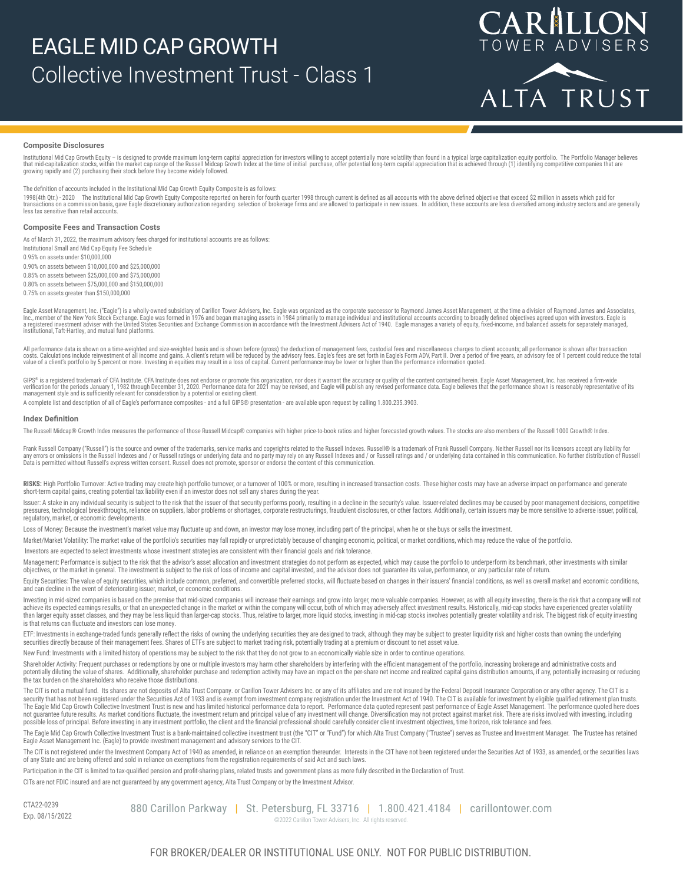# EAGLE MID CAP GROWTH

Collective Investment Trust - Class 1

CARILLON TOWER ADVISERS

ALTA TRUST

### Composite Disclosures

Institutional Mid Cap Growth Equity – is designed to provide maximum long-term capital appreciation for investors willing to accept potentially more volatility than found in a typical large capitalization equity portfolio. The Portfolio Manager believes that mid-capitalization stocks, within the market cap range of the Russell Midcap Growth Index at the time of initial purchase, offer potential long-term capital appreciation that is achieved through (1) identifying competitive companies that are growing rapidly and (2) purchasing their stock before they become widely followed.

The definition of accounts included in the Institutional Mid Cap Growth Equity Composite is as follows:

1998(4th Qtr.) - 2020 The Institutional Mid Cap Growth Equity Composite reported on herein for fourth quarter 1998 through current is defined as all accounts with the above defined objective that exceed $2 million in assets which paid for transactions on a commission basis, gave Eagle discretionary authorization regarding selection of brokerage firms and are allowed to participate in new issues. In addition, these accounts are less diversified among industry sectors and are generally less tax sensitive than retail accounts.

### Composite Fees and Transaction Costs

As of March 31, 2022, the maximum advisory fees charged for institutional accounts are as follows:

Institutional Small and Mid Cap Equity Fee Schedule

0.95% on assets under $10,000,000

0.90% on assets between $10,000,000 and $25,000,000

0.85% on assets between $25,000,000 and $75,000,000

0.80% on assets between $75,000,000 and $150,000,000

0.75% on assets greater than $150,000,000

Eagle Asset Management, Inc. ("Eagle") is a wholly-owned subsidiary of Carillon Tower Advisers, Inc. Eagle was organized as the corporate successor to Raymond James Asset Management, at the time a division of Raymond James and Associates, Inc., member of the New York Stock Exchange. Eagle was formed in 1976 and began managing assets in 1984 primarily to manage individual and institutional accounts according to broadly defined objectives agreed upon with investors. Eagle is a registered investment adviser with the United States Securities and Exchange Commission in accordance with the Investment Advisers Act of 1940. Eagle manages a variety of equity, fixed-income, and balanced assets for separately managed, institutional, Taft-Hartley, and mutual fund platforms.

All performance data is shown on a time-weighted and size-weighted basis and is shown before (gross) the deduction of management fees, custodial fees and miscellaneous charges to client accounts; all performance is shown after transaction costs. Calculations include reinvestment of all income and gains. A client's return will be reduced by the advisory fees. Eagle's fees are set forth in Eagle's Form ADV, Part II. Over a period of five years, an advisory fee of 1 percent could reduce the total value of a client's portfolio by 5 percent or more. Investing in equities may result in a loss of capital. Current performance may be lower or higher than the performance information quoted.

GIPS® is a registered trademark of CFA Institute. CFA Institute does not endorse or promote this organization, nor does it warrant the accuracy or quality of the content contained herein. Eagle Asset Management, Inc. has received a firm-wide verification for the periods January 1, 1982 through December 31, 2020. Performance data for 2021 may be revised, and Eagle will publish any revised performance data. Eagle believes that the performance shown is reasonably representative of its management style and is sufficiently relevant for consideration by a potential or existing client.

A complete list and description of all of Eagle's performance composites - and a full GIPS® presentation - are available upon request by calling 1.800.235.3903.

### Index Definition

The Russell Midcap® Growth Index measures the performance of those Russell Midcap® companies with higher price-to-book ratios and higher forecasted growth values. The stocks are also members of the Russell 1000 Growth® Index.

Frank Russell Company ("Russell") is the source and owner of the trademarks, service marks and copyrights related to the Russell Indexes. Russell® is a trademark of Frank Russell Company. Neither Russell nor its licensors accept any liability for any errors or omissions in the Russell Indexes and / or Russell ratings or underlying data and no party may rely on any Russell Indexes and / or Russell ratings and / or underlying data contained in this communication. No further distribution of Russell Data is permitted without Russell's express written consent. Russell does not promote, sponsor or endorse the content of this communication.

**RISKS:** High Portfolio Turnover: Active trading may create high portfolio turnover, or a turnover of 100% or more, resulting in increased transaction costs. These higher costs may have an adverse impact on performance and generate short-term capital gains, creating potential tax liability even if an investor does not sell any shares during the year.

Issuer: A stake in any individual security is subject to the risk that the issuer of that security performs poorly, resulting in a decline in the security's value. Issuer-related declines may be caused by poor management decisions, competitive pressures, technological breakthroughs, reliance on suppliers, labor problems or shortages, corporate restructurings, fraudulent disclosures, or other factors. Additionally, certain issuers may be more sensitive to adverse issuer, political, regulatory, market, or economic developments.

Loss of Money: Because the investment's market value may fluctuate up and down, an investor may lose money, including part of the principal, when he or she buys or sells the investment.

Market/Market Volatility: The market value of the portfolio's securities may fall rapidly or unpredictably because of changing economic, political, or market conditions, which may reduce the value of the portfolio.

Investors are expected to select investments whose investment strategies are consistent with their financial goals and risk tolerance.

Management: Performance is subject to the risk that the advisor's asset allocation and investment strategies do not perform as expected, which may cause the portfolio to underperform its benchmark, other investments with similar objectives, or the market in general. The investment is subject to the risk of loss of income and capital invested, and the advisor does not guarantee its value, performance, or any particular rate of return.

Equity Securities: The value of equity securities, which include common, preferred, and convertible preferred stocks, will fluctuate based on changes in their issuers' financial conditions, as well as overall market and economic conditions, and can decline in the event of deteriorating issuer, market, or economic conditions.

Investing in mid-sized companies is based on the premise that mid-sized companies will increase their earnings and grow into larger, more valuable companies. However, as with all equity investing, there is the risk that a company will not achieve its expected earnings results, or that an unexpected change in the market or within the company will occur, both of which may adversely affect investment results. Historically, mid-cap stocks have experienced greater volatility than larger equity asset classes, and they may be less liquid than larger-cap stocks. Thus, relative to larger, more liquid stocks, investing in mid-cap stocks involves potentially greater volatility and risk. The biggest risk of equity investing is that returns can fluctuate and investors can lose money.

ETF: Investments in exchange-traded funds generally reflect the risks of owning the underlying securities they are designed to track, although they may be subject to greater liquidity risk and higher costs than owning the underlying securities directly because of their management fees. Shares of ETFs are subject to market trading risk, potentially trading at a premium or discount to net asset value.

New Fund: Investments with a limited history of operations may be subject to the risk that they do not grow to an economically viable size in order to continue operations.

Shareholder Activity: Frequent purchases or redemptions by one or multiple investors may harm other shareholders by interfering with the efficient management of the portfolio, increasing brokerage and administrative costs and potentially diluting the value of shares. Additionally, shareholder purchase and redemption activity may have an impact on the per-share net income and realized capital gains distribution amounts, if any, potentially increasing or reducing the tax burden on the shareholders who receive those distributions.

The CIT is not a mutual fund. Its shares are not deposits of Alta Trust Company. or Carillon Tower Advisers Inc. or any of its affiliates and are not insured by the Federal Deposit Insurance Corporation or any other agency. The CIT is a security that has not been registered under the Securities Act of 1933 and is exempt from investment company registration under the Investment Act of 1940. The CIT is available for investment by eligible qualified retirement plan trusts. The Eagle Mid Cap Growth Collective Investment Trust is new and has limited historical performance data to report. Performance data quoted represent past performance of Eagle Asset Management. The performance quoted here does not guarantee future results. As market conditions fluctuate, the investment return and principal value of any investment will change. Diversification may not protect against market risk. There are risks involved with investing, including possible loss of principal. Before investing in any investment portfolio, the client and the financial professional should carefully consider client investment objectives, time horizon, risk tolerance and fees.

The Eagle Mid Cap Growth Collective Investment Trust is a bank-maintained collective investment trust (the "CIT" or "Fund") for which Alta Trust Company ("Trustee") serves as Trustee and Investment Manager. The Trustee has retained Eagle Asset Management Inc. (Eagle) to provide investment management and advisory services to the CIT.

The CIT is not registered under the Investment Company Act of 1940 as amended, in reliance on an exemption thereunder. Interests in the CIT have not been registered under the Securities Act of 1933, as amended, or the securities laws of any State and are being offered and sold in reliance on exemptions from the registration requirements of said Act and such laws.

Participation in the CIT is limited to tax-qualified pension and profit-sharing plans, related trusts and government plans as more fully described in the Declaration of Trust.

CITs are not FDIC insured and are not guaranteed by any government agency, Alta Trust Company or by the Investment Advisor.

CTA22-0239
Exp. 08/15/2022

880 Carillon Parkway | St. Petersburg, FL 33716 | 1.800.421.4184 | carillontower.com

©2022 Carillon Tower Advisers, Inc. All rights reserved.

FOR BROKER/DEALER OR INSTITUTIONAL USE ONLY. NOT FOR PUBLIC DISTRIBUTION.